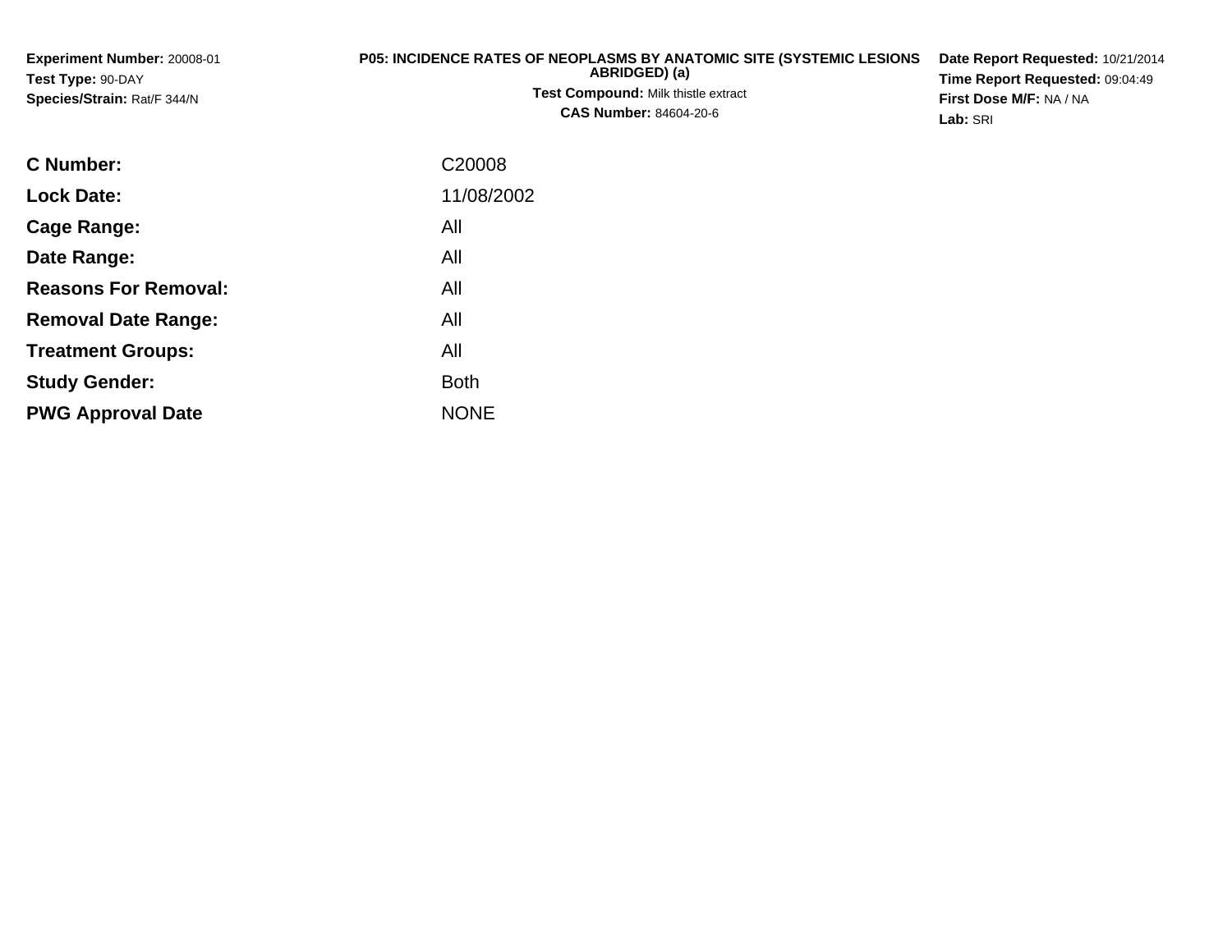**Experiment Number:** 20008-01
**Test Type:** 90-DAY
**Species/Strain:** Rat/F 344/N

**P05: INCIDENCE RATES OF NEOPLASMS BY ANATOMIC SITE (SYSTEMIC LESIONS ABRIDGED) (a)**
**Test Compound:** Milk thistle extract
**CAS Number:** 84604-20-6

**Date Report Requested:** 10/21/2014
**Time Report Requested:** 09:04:49
**First Dose M/F:** NA / NA
**Lab:** SRI

| | |
|---|---|
| **C Number:** | C20008 |
| **Lock Date:** | 11/08/2002 |
| **Cage Range:** | All |
| **Date Range:** | All |
| **Reasons For Removal:** | All |
| **Removal Date Range:** | All |
| **Treatment Groups:** | All |
| **Study Gender:** | Both |
| **PWG Approval Date** | NONE |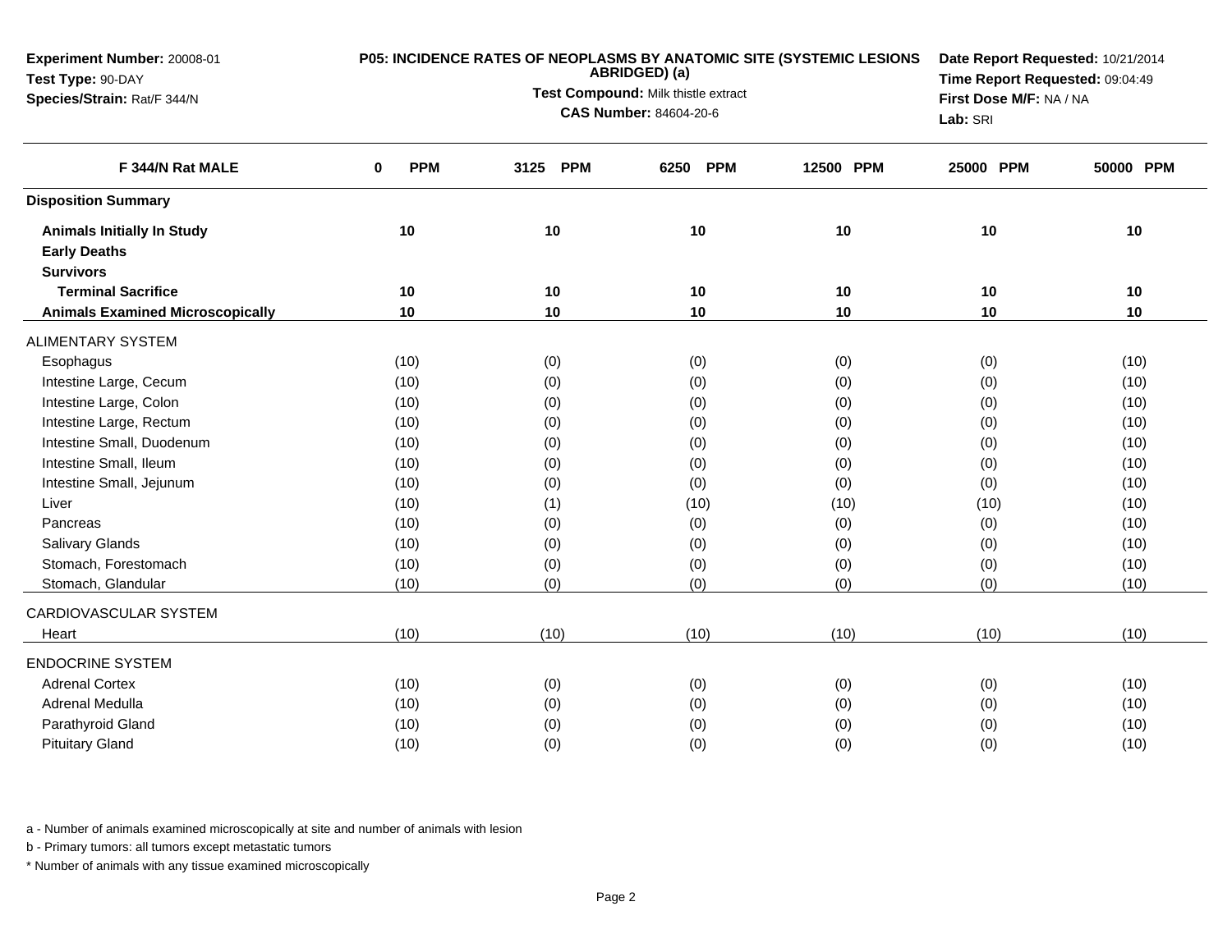**Experiment Number:** 20008-01
**Test Type:** 90-DAY
**Species/Strain:** Rat/F 344/N

**P05: INCIDENCE RATES OF NEOPLASMS BY ANATOMIC SITE (SYSTEMIC LESIONS ABRIDGED) (a)**
**Test Compound:** Milk thistle extract
**CAS Number:** 84604-20-6

**Date Report Requested:** 10/21/2014
**Time Report Requested:** 09:04:49
**First Dose M/F:** NA / NA
**Lab:** SRI

| F 344/N Rat MALE | 0 PPM | 3125 PPM | 6250 PPM | 12500 PPM | 25000 PPM | 50000 PPM |
|---|---|---|---|---|---|---|
| **Disposition Summary** | | | | | | |
| **Animals Initially In Study** | 10 | 10 | 10 | 10 | 10 | 10 |
| **Early Deaths** | | | | | | |
| **Survivors** | | | | | | |
| **Terminal Sacrifice** | 10 | 10 | 10 | 10 | 10 | 10 |
| **Animals Examined Microscopically** | 10 | 10 | 10 | 10 | 10 | 10 |
| ALIMENTARY SYSTEM | | | | | | |
| Esophagus | (10) | (0) | (0) | (0) | (0) | (10) |
| Intestine Large, Cecum | (10) | (0) | (0) | (0) | (0) | (10) |
| Intestine Large, Colon | (10) | (0) | (0) | (0) | (0) | (10) |
| Intestine Large, Rectum | (10) | (0) | (0) | (0) | (0) | (10) |
| Intestine Small, Duodenum | (10) | (0) | (0) | (0) | (0) | (10) |
| Intestine Small, Ileum | (10) | (0) | (0) | (0) | (0) | (10) |
| Intestine Small, Jejunum | (10) | (0) | (0) | (0) | (0) | (10) |
| Liver | (10) | (1) | (10) | (10) | (10) | (10) |
| Pancreas | (10) | (0) | (0) | (0) | (0) | (10) |
| Salivary Glands | (10) | (0) | (0) | (0) | (0) | (10) |
| Stomach, Forestomach | (10) | (0) | (0) | (0) | (0) | (10) |
| Stomach, Glandular | (10) | (0) | (0) | (0) | (0) | (10) |
| CARDIOVASCULAR SYSTEM | | | | | | |
| Heart | (10) | (10) | (10) | (10) | (10) | (10) |
| ENDOCRINE SYSTEM | | | | | | |
| Adrenal Cortex | (10) | (0) | (0) | (0) | (0) | (10) |
| Adrenal Medulla | (10) | (0) | (0) | (0) | (0) | (10) |
| Parathyroid Gland | (10) | (0) | (0) | (0) | (0) | (10) |
| Pituitary Gland | (10) | (0) | (0) | (0) | (0) | (10) |

a - Number of animals examined microscopically at site and number of animals with lesion

b - Primary tumors: all tumors except metastatic tumors

* Number of animals with any tissue examined microscopically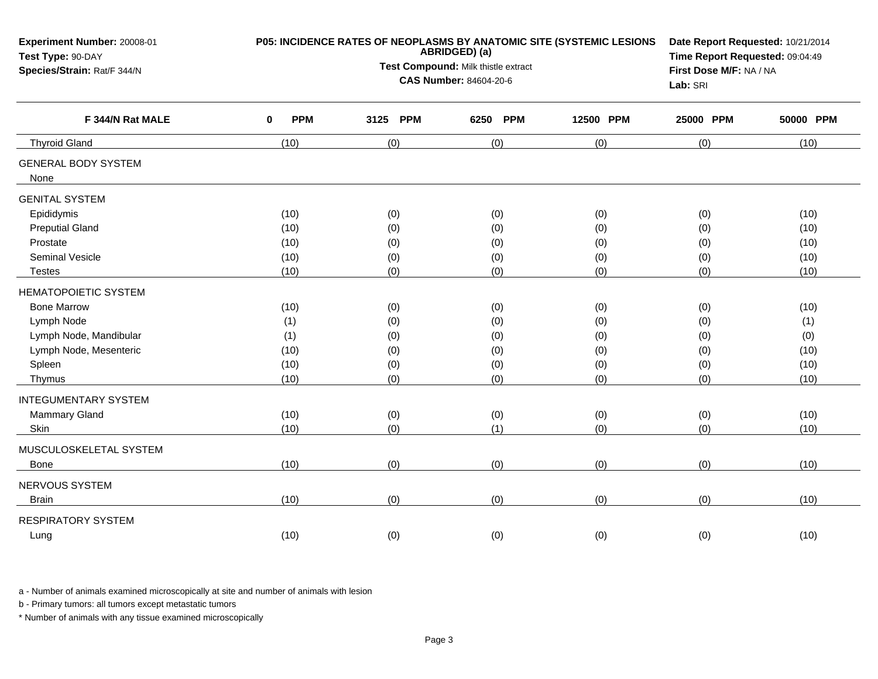**Experiment Number:** 20008-01
**Test Type:** 90-DAY
**Species/Strain:** Rat/F 344/N

**P05: INCIDENCE RATES OF NEOPLASMS BY ANATOMIC SITE (SYSTEMIC LESIONS ABRIDGED) (a)**
**Test Compound:** Milk thistle extract
**CAS Number:** 84604-20-6

**Date Report Requested:** 10/21/2014
**Time Report Requested:** 09:04:49
**First Dose M/F:** NA / NA
**Lab:** SRI

| F 344/N Rat MALE | 0 PPM | 3125 PPM | 6250 PPM | 12500 PPM | 25000 PPM | 50000 PPM |
|---|---|---|---|---|---|---|
| Thyroid Gland | (10) | (0) | (0) | (0) | (0) | (10) |
| GENERAL BODY SYSTEM | | | | | | |
| None | | | | | | |
| GENITAL SYSTEM | | | | | | |
| Epididymis | (10) | (0) | (0) | (0) | (0) | (10) |
| Preputial Gland | (10) | (0) | (0) | (0) | (0) | (10) |
| Prostate | (10) | (0) | (0) | (0) | (0) | (10) |
| Seminal Vesicle | (10) | (0) | (0) | (0) | (0) | (10) |
| Testes | (10) | (0) | (0) | (0) | (0) | (10) |
| HEMATOPOIETIC SYSTEM | | | | | | |
| Bone Marrow | (10) | (0) | (0) | (0) | (0) | (10) |
| Lymph Node | (1) | (0) | (0) | (0) | (0) | (1) |
| Lymph Node, Mandibular | (1) | (0) | (0) | (0) | (0) | (0) |
| Lymph Node, Mesenteric | (10) | (0) | (0) | (0) | (0) | (10) |
| Spleen | (10) | (0) | (0) | (0) | (0) | (10) |
| Thymus | (10) | (0) | (0) | (0) | (0) | (10) |
| INTEGUMENTARY SYSTEM | | | | | | |
| Mammary Gland | (10) | (0) | (0) | (0) | (0) | (10) |
| Skin | (10) | (0) | (1) | (0) | (0) | (10) |
| MUSCULOSKELETAL SYSTEM | | | | | | |
| Bone | (10) | (0) | (0) | (0) | (0) | (10) |
| NERVOUS SYSTEM | | | | | | |
| Brain | (10) | (0) | (0) | (0) | (0) | (10) |
| RESPIRATORY SYSTEM | | | | | | |
| Lung | (10) | (0) | (0) | (0) | (0) | (10) |

a - Number of animals examined microscopically at site and number of animals with lesion

b - Primary tumors: all tumors except metastatic tumors

* Number of animals with any tissue examined microscopically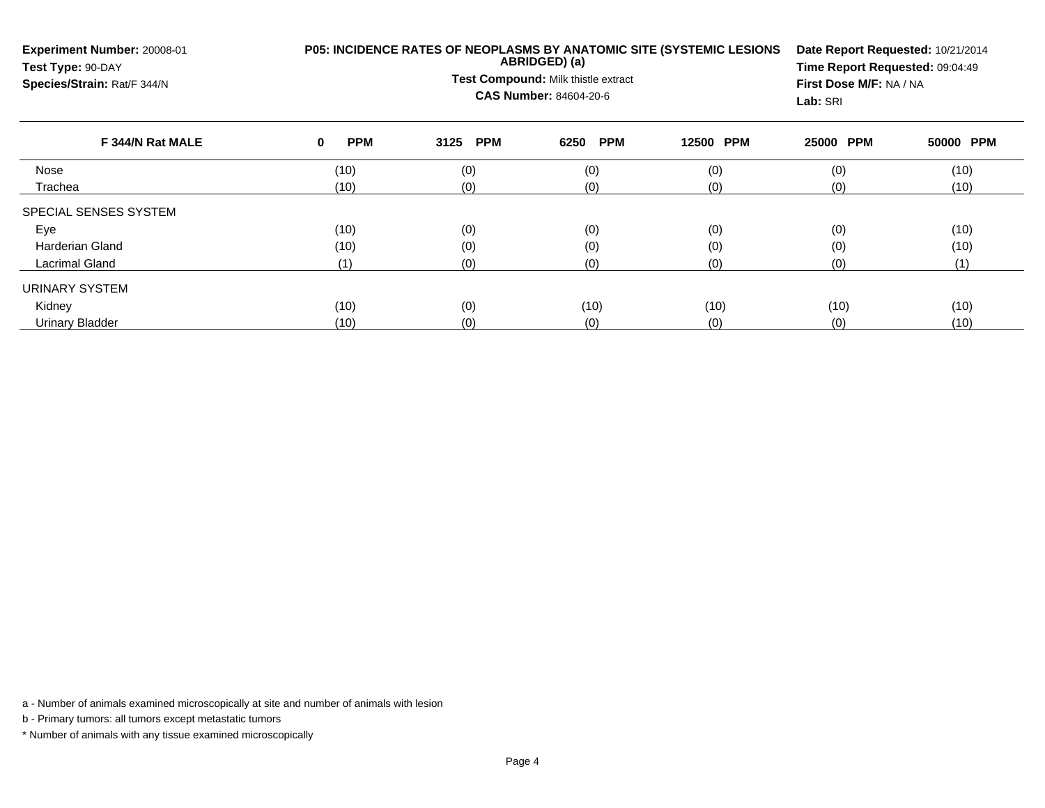**Experiment Number:** 20008-01
**Test Type:** 90-DAY
**Species/Strain:** Rat/F 344/N

**P05: INCIDENCE RATES OF NEOPLASMS BY ANATOMIC SITE (SYSTEMIC LESIONS ABRIDGED) (a)**
**Test Compound:** Milk thistle extract
**CAS Number:** 84604-20-6

**Date Report Requested:** 10/21/2014
**Time Report Requested:** 09:04:49
**First Dose M/F:** NA / NA
**Lab:** SRI

| F 344/N Rat MALE | 0 PPM | 3125 PPM | 6250 PPM | 12500 PPM | 25000 PPM | 50000 PPM |
|---|---|---|---|---|---|---|
| Nose | (10) | (0) | (0) | (0) | (0) | (10) |
| Trachea | (10) | (0) | (0) | (0) | (0) | (10) |
| SPECIAL SENSES SYSTEM | | | | | | |
| Eye | (10) | (0) | (0) | (0) | (0) | (10) |
| Harderian Gland | (10) | (0) | (0) | (0) | (0) | (10) |
| Lacrimal Gland | (1) | (0) | (0) | (0) | (0) | (1) |
| URINARY SYSTEM | | | | | | |
| Kidney | (10) | (0) | (10) | (10) | (10) | (10) |
| Urinary Bladder | (10) | (0) | (0) | (0) | (0) | (10) |

a - Number of animals examined microscopically at site and number of animals with lesion

b - Primary tumors: all tumors except metastatic tumors

* Number of animals with any tissue examined microscopically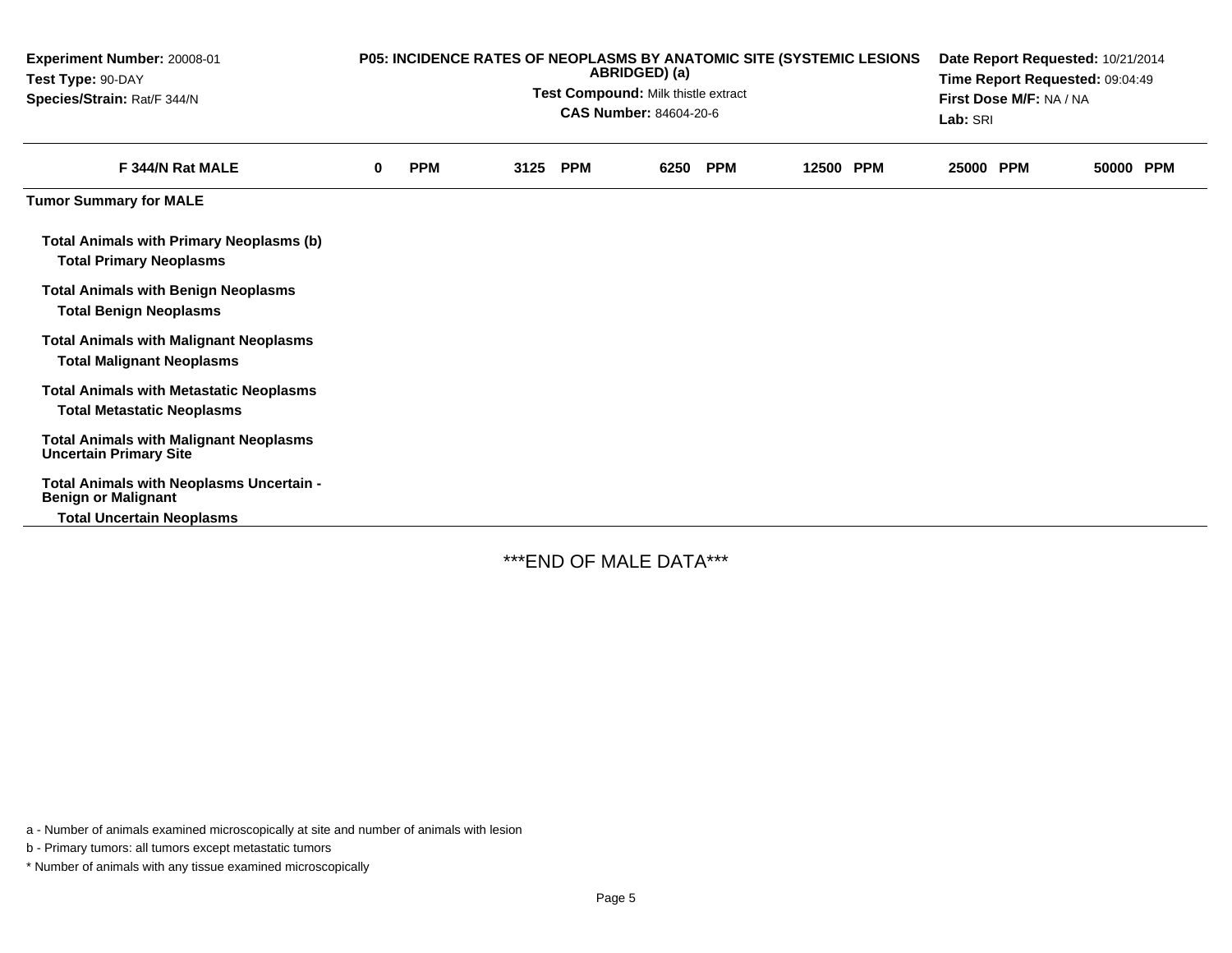Experiment Number: 20008-01
Test Type: 90-DAY
Species/Strain: Rat/F 344/N

**P05: INCIDENCE RATES OF NEOPLASMS BY ANATOMIC SITE (SYSTEMIC LESIONS ABRIDGED) (a)**

**Test Compound:** Milk thistle extract
**CAS Number:** 84604-20-6

Date Report Requested: 10/21/2014
Time Report Requested: 09:04:49
First Dose M/F: NA / NA
Lab: SRI

| F 344/N Rat MALE | 0 PPM | 3125 PPM | 6250 PPM | 12500 PPM | 25000 PPM | 50000 PPM |
|---|---|---|---|---|---|---|
| **Tumor Summary for MALE** | | | | | | |
| **Total Animals with Primary Neoplasms (b)** | | | | | | |
| **Total Primary Neoplasms** | | | | | | |
| **Total Animals with Benign Neoplasms** | | | | | | |
| **Total Benign Neoplasms** | | | | | | |
| **Total Animals with Malignant Neoplasms** | | | | | | |
| **Total Malignant Neoplasms** | | | | | | |
| **Total Animals with Metastatic Neoplasms** | | | | | | |
| **Total Metastatic Neoplasms** | | | | | | |
| **Total Animals with Malignant Neoplasms Uncertain Primary Site** | | | | | | |
| **Total Animals with Neoplasms Uncertain - Benign or Malignant** | | | | | | |
| **Total Uncertain Neoplasms** | | | | | | |

***END OF MALE DATA***

a - Number of animals examined microscopically at site and number of animals with lesion

b - Primary tumors: all tumors except metastatic tumors

* Number of animals with any tissue examined microscopically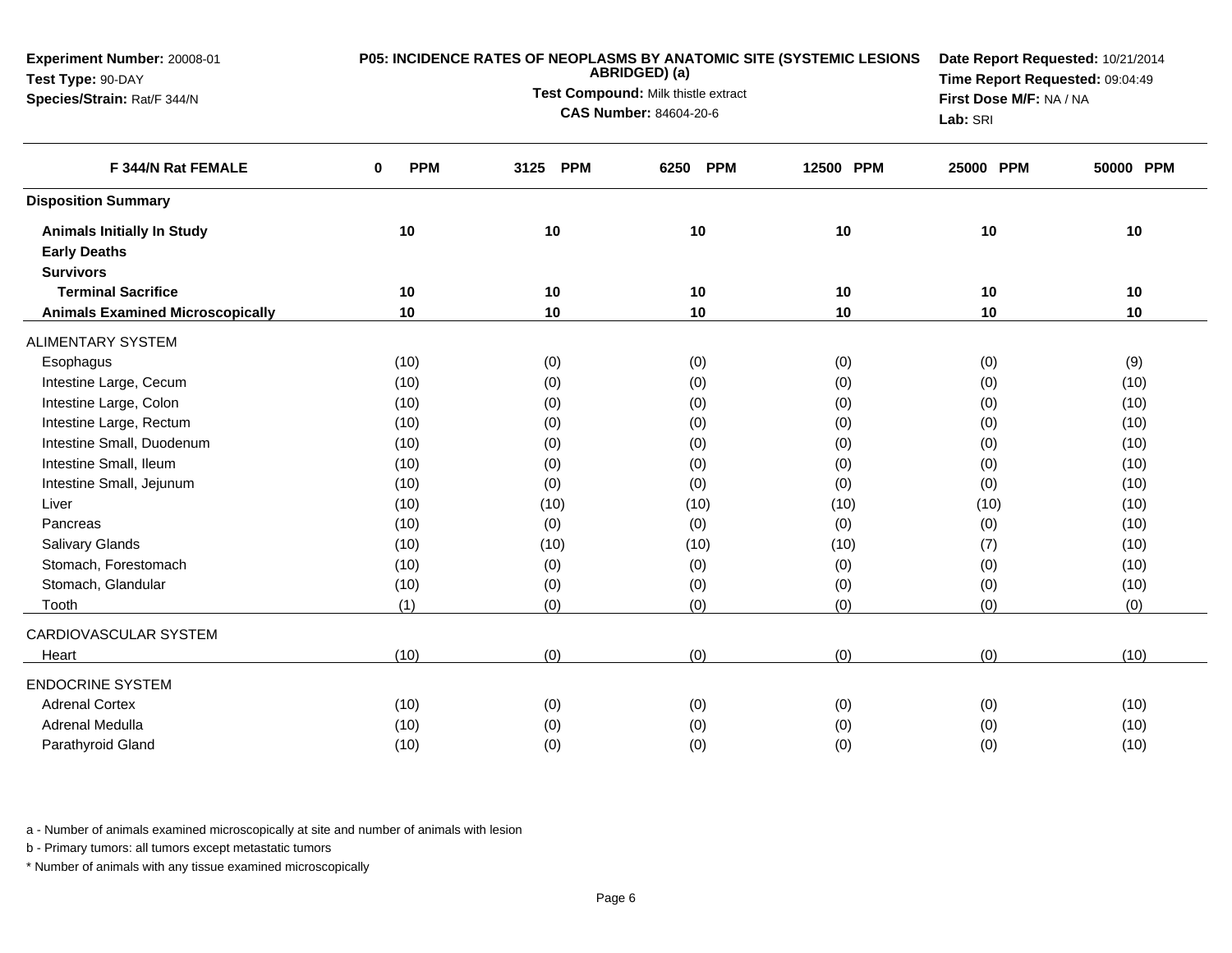**Experiment Number:** 20008-01
**Test Type:** 90-DAY
**Species/Strain:** Rat/F 344/N

**P05: INCIDENCE RATES OF NEOPLASMS BY ANATOMIC SITE (SYSTEMIC LESIONS ABRIDGED) (a)**
**Test Compound:** Milk thistle extract
**CAS Number:** 84604-20-6

**Date Report Requested:** 10/21/2014
**Time Report Requested:** 09:04:49
**First Dose M/F:** NA / NA
**Lab:** SRI

| F 344/N Rat FEMALE | 0 PPM | 3125 PPM | 6250 PPM | 12500 PPM | 25000 PPM | 50000 PPM |
|---|---|---|---|---|---|---|
| **Disposition Summary** | | | | | | |
| **Animals Initially In Study** | 10 | 10 | 10 | 10 | 10 | 10 |
| **Early Deaths** | | | | | | |
| **Survivors** | | | | | | |
| **Terminal Sacrifice** | 10 | 10 | 10 | 10 | 10 | 10 |
| **Animals Examined Microscopically** | 10 | 10 | 10 | 10 | 10 | 10 |
| ALIMENTARY SYSTEM | | | | | | |
| Esophagus | (10) | (0) | (0) | (0) | (0) | (9) |
| Intestine Large, Cecum | (10) | (0) | (0) | (0) | (0) | (10) |
| Intestine Large, Colon | (10) | (0) | (0) | (0) | (0) | (10) |
| Intestine Large, Rectum | (10) | (0) | (0) | (0) | (0) | (10) |
| Intestine Small, Duodenum | (10) | (0) | (0) | (0) | (0) | (10) |
| Intestine Small, Ileum | (10) | (0) | (0) | (0) | (0) | (10) |
| Intestine Small, Jejunum | (10) | (0) | (0) | (0) | (0) | (10) |
| Liver | (10) | (10) | (10) | (10) | (10) | (10) |
| Pancreas | (10) | (0) | (0) | (0) | (0) | (10) |
| Salivary Glands | (10) | (10) | (10) | (10) | (7) | (10) |
| Stomach, Forestomach | (10) | (0) | (0) | (0) | (0) | (10) |
| Stomach, Glandular | (10) | (0) | (0) | (0) | (0) | (10) |
| Tooth | (1) | (0) | (0) | (0) | (0) | (0) |
| CARDIOVASCULAR SYSTEM | | | | | | |
| Heart | (10) | (0) | (0) | (0) | (0) | (10) |
| ENDOCRINE SYSTEM | | | | | | |
| Adrenal Cortex | (10) | (0) | (0) | (0) | (0) | (10) |
| Adrenal Medulla | (10) | (0) | (0) | (0) | (0) | (10) |
| Parathyroid Gland | (10) | (0) | (0) | (0) | (0) | (10) |

a - Number of animals examined microscopically at site and number of animals with lesion

b - Primary tumors: all tumors except metastatic tumors

* Number of animals with any tissue examined microscopically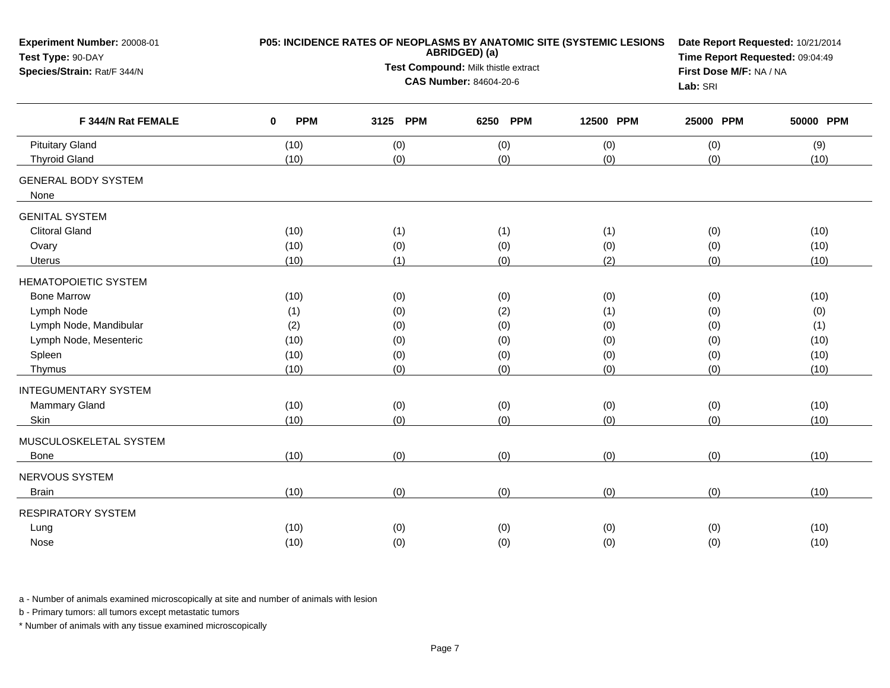**Experiment Number:** 20008-01
**Test Type:** 90-DAY
**Species/Strain:** Rat/F 344/N

**P05: INCIDENCE RATES OF NEOPLASMS BY ANATOMIC SITE (SYSTEMIC LESIONS ABRIDGED) (a)**
**Test Compound:** Milk thistle extract
**CAS Number:** 84604-20-6

**Date Report Requested:** 10/21/2014
**Time Report Requested:** 09:04:49
**First Dose M/F:** NA / NA
**Lab:** SRI

| F 344/N Rat FEMALE | 0 PPM | 3125 PPM | 6250 PPM | 12500 PPM | 25000 PPM | 50000 PPM |
|---|---|---|---|---|---|---|
| Pituitary Gland | (10) | (0) | (0) | (0) | (0) | (9) |
| Thyroid Gland | (10) | (0) | (0) | (0) | (0) | (10) |
| GENERAL BODY SYSTEM | | | | | | |
| None | | | | | | |
| GENITAL SYSTEM | | | | | | |
| Clitoral Gland | (10) | (1) | (1) | (1) | (0) | (10) |
| Ovary | (10) | (0) | (0) | (0) | (0) | (10) |
| Uterus | (10) | (1) | (0) | (2) | (0) | (10) |
| HEMATOPOIETIC SYSTEM | | | | | | |
| Bone Marrow | (10) | (0) | (0) | (0) | (0) | (10) |
| Lymph Node | (1) | (0) | (2) | (1) | (0) | (0) |
| Lymph Node, Mandibular | (2) | (0) | (0) | (0) | (0) | (1) |
| Lymph Node, Mesenteric | (10) | (0) | (0) | (0) | (0) | (10) |
| Spleen | (10) | (0) | (0) | (0) | (0) | (10) |
| Thymus | (10) | (0) | (0) | (0) | (0) | (10) |
| INTEGUMENTARY SYSTEM | | | | | | |
| Mammary Gland | (10) | (0) | (0) | (0) | (0) | (10) |
| Skin | (10) | (0) | (0) | (0) | (0) | (10) |
| MUSCULOSKELETAL SYSTEM | | | | | | |
| Bone | (10) | (0) | (0) | (0) | (0) | (10) |
| NERVOUS SYSTEM | | | | | | |
| Brain | (10) | (0) | (0) | (0) | (0) | (10) |
| RESPIRATORY SYSTEM | | | | | | |
| Lung | (10) | (0) | (0) | (0) | (0) | (10) |
| Nose | (10) | (0) | (0) | (0) | (0) | (10) |

a - Number of animals examined microscopically at site and number of animals with lesion

b - Primary tumors: all tumors except metastatic tumors

* Number of animals with any tissue examined microscopically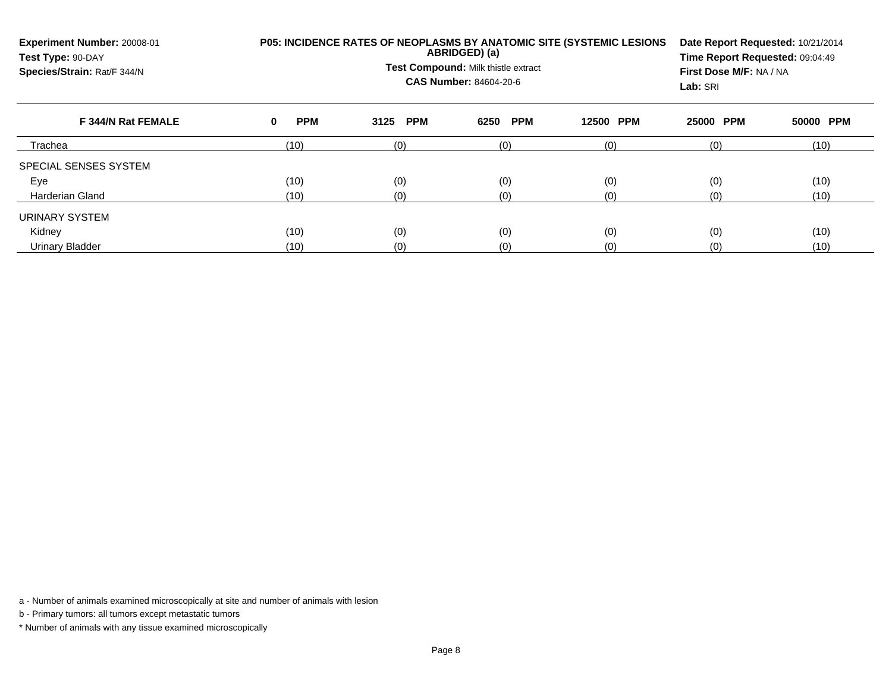**Experiment Number:** 20008-01
**Test Type:** 90-DAY
**Species/Strain:** Rat/F 344/N

**P05: INCIDENCE RATES OF NEOPLASMS BY ANATOMIC SITE (SYSTEMIC LESIONS ABRIDGED) (a)**

**Test Compound:** Milk thistle extract
**CAS Number:** 84604-20-6

**Date Report Requested:** 10/21/2014
**Time Report Requested:** 09:04:49
**First Dose M/F:** NA / NA
**Lab:** SRI

| F 344/N Rat FEMALE | 0 PPM | 3125 PPM | 6250 PPM | 12500 PPM | 25000 PPM | 50000 PPM |
|---|---|---|---|---|---|---|
| Trachea | (10) | (0) | (0) | (0) | (0) | (10) |
| SPECIAL SENSES SYSTEM | | | | | | |
| Eye | (10) | (0) | (0) | (0) | (0) | (10) |
| Harderian Gland | (10) | (0) | (0) | (0) | (0) | (10) |
| URINARY SYSTEM | | | | | | |
| Kidney | (10) | (0) | (0) | (0) | (0) | (10) |
| Urinary Bladder | (10) | (0) | (0) | (0) | (0) | (10) |

a - Number of animals examined microscopically at site and number of animals with lesion

b - Primary tumors: all tumors except metastatic tumors

* Number of animals with any tissue examined microscopically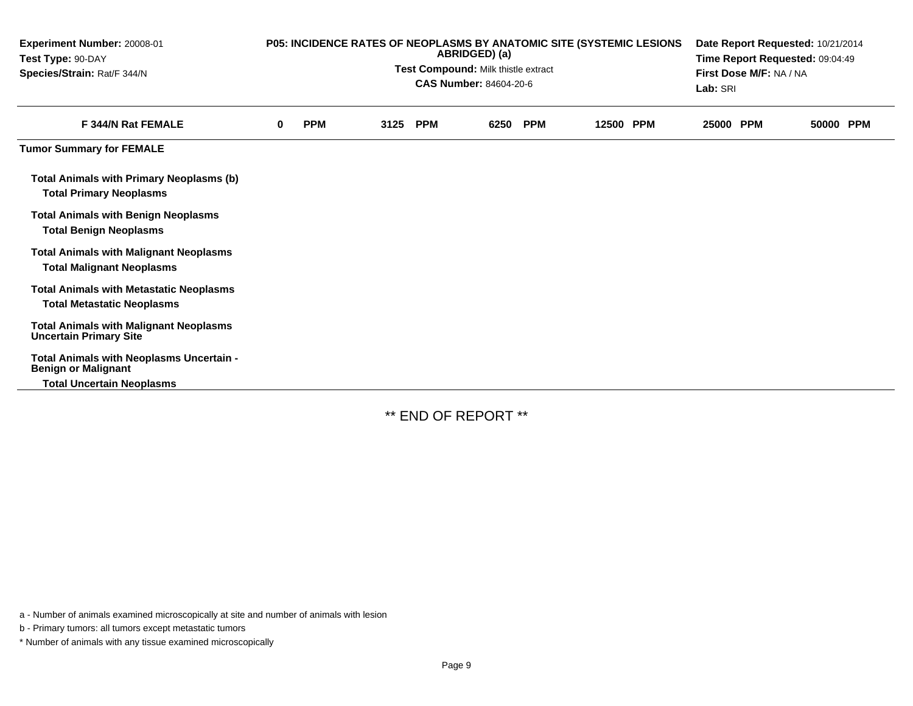**Experiment Number:** 20008-01
**Test Type:** 90-DAY
**Species/Strain:** Rat/F 344/N

**P05: INCIDENCE RATES OF NEOPLASMS BY ANATOMIC SITE (SYSTEMIC LESIONS ABRIDGED) (a)**
**Test Compound:** Milk thistle extract
**CAS Number:** 84604-20-6

**Date Report Requested:** 10/21/2014
**Time Report Requested:** 09:04:49
**First Dose M/F:** NA / NA
**Lab:** SRI

| F 344/N Rat FEMALE | 0 PPM | 3125 PPM | 6250 PPM | 12500 PPM | 25000 PPM | 50000 PPM |
|---|---|---|---|---|---|---|
| **Tumor Summary for FEMALE** | | | | | | |
| **Total Animals with Primary Neoplasms (b)** | | | | | | |
| **Total Primary Neoplasms** | | | | | | |
| **Total Animals with Benign Neoplasms** | | | | | | |
| **Total Benign Neoplasms** | | | | | | |
| **Total Animals with Malignant Neoplasms** | | | | | | |
| **Total Malignant Neoplasms** | | | | | | |
| **Total Animals with Metastatic Neoplasms** | | | | | | |
| **Total Metastatic Neoplasms** | | | | | | |
| **Total Animals with Malignant Neoplasms Uncertain Primary Site** | | | | | | |
| **Total Animals with Neoplasms Uncertain - Benign or Malignant** | | | | | | |
| **Total Uncertain Neoplasms** | | | | | | |

** END OF REPORT **

a - Number of animals examined microscopically at site and number of animals with lesion

b - Primary tumors: all tumors except metastatic tumors

* Number of animals with any tissue examined microscopically